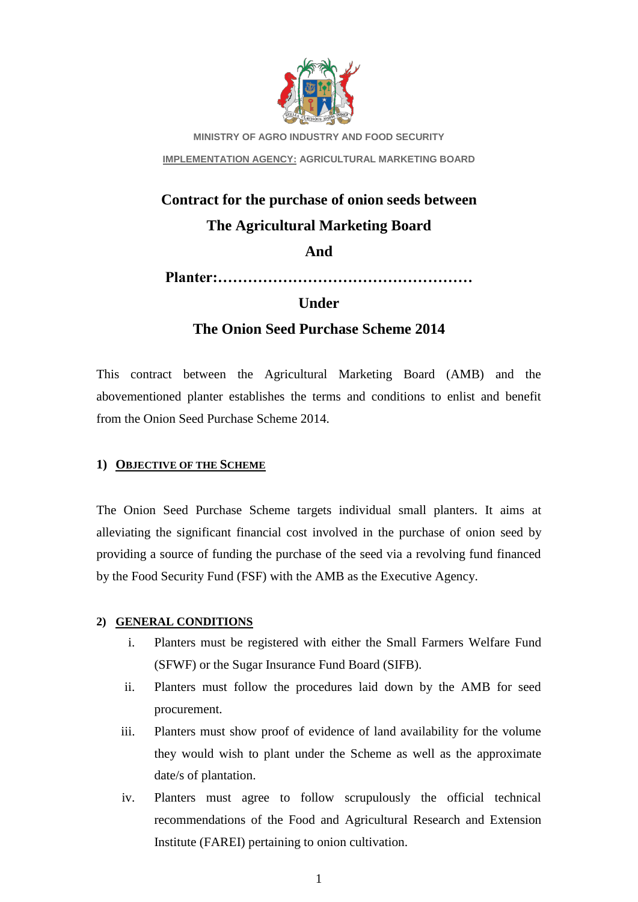MINISTRY OF AGRO INDUSTRY AND FOOD SECURITY

IMPLEMENTATION AGENCY: AGRICULTURAL MARKETING BOARD

# Contract for the purchase of onion seeds between The Agricultural Marketing Board And Planter:…………………………………………… Under The Onion Seed Purchase Scheme 2014

This contract between the Agricultural Marketing Board (AMB) and the abovementioned planter establishes the terms and conditions to enlist and benefit from the Onion Seed Purchase Scheme 2014.

## 1) OBJECTIVE OF THE SCHEME

The Onion Seed Purchase Scheme targets individual small planters. It aims at alleviating the significant financial cost involved in the purchase of onion seed by providing a source of funding the purchase of the seed via a revolving fund financed by the Food Security Fund (FSF) with the AMB as the Executive Agency.

## 2) GENERAL CONDITIONS

i. Planters must be registered with either the Small Farmers Welfare Fund (SFWF) or the Sugar Insurance Fund Board (SIFB).

ii. Planters must follow the procedures laid down by the AMB for seed procurement.

iii. Planters must show proof of evidence of land availability for the volume they would wish to plant under the Scheme as well as the approximate date/s of plantation.

iv. Planters must agree to follow scrupulously the official technical recommendations of the Food and Agricultural Research and Extension Institute (FAREI) pertaining to onion cultivation.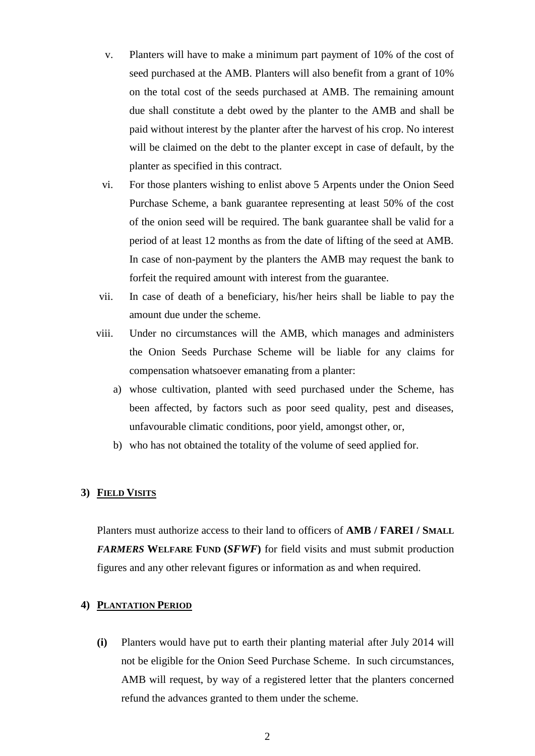v. Planters will have to make a minimum part payment of 10% of the cost of seed purchased at the AMB. Planters will also benefit from a grant of 10% on the total cost of the seeds purchased at AMB. The remaining amount due shall constitute a debt owed by the planter to the AMB and shall be paid without interest by the planter after the harvest of his crop. No interest will be claimed on the debt to the planter except in case of default, by the planter as specified in this contract.

vi. For those planters wishing to enlist above 5 Arpents under the Onion Seed Purchase Scheme, a bank guarantee representing at least 50% of the cost of the onion seed will be required. The bank guarantee shall be valid for a period of at least 12 months as from the date of lifting of the seed at AMB. In case of non-payment by the planters the AMB may request the bank to forfeit the required amount with interest from the guarantee.

vii. In case of death of a beneficiary, his/her heirs shall be liable to pay the amount due under the scheme.

viii. Under no circumstances will the AMB, which manages and administers the Onion Seeds Purchase Scheme will be liable for any claims for compensation whatsoever emanating from a planter:

a) whose cultivation, planted with seed purchased under the Scheme, has been affected, by factors such as poor seed quality, pest and diseases, unfavourable climatic conditions, poor yield, amongst other, or,

b) who has not obtained the totality of the volume of seed applied for.

## 3) FIELD VISITS

Planters must authorize access to their land to officers of **AMB / FAREI / SMALL *FARMERS* WELFARE FUND (*SFWF*)** for field visits and must submit production figures and any other relevant figures or information as and when required.

## 4) PLANTATION PERIOD

**(i)** Planters would have put to earth their planting material after July 2014 will not be eligible for the Onion Seed Purchase Scheme. In such circumstances, AMB will request, by way of a registered letter that the planters concerned refund the advances granted to them under the scheme.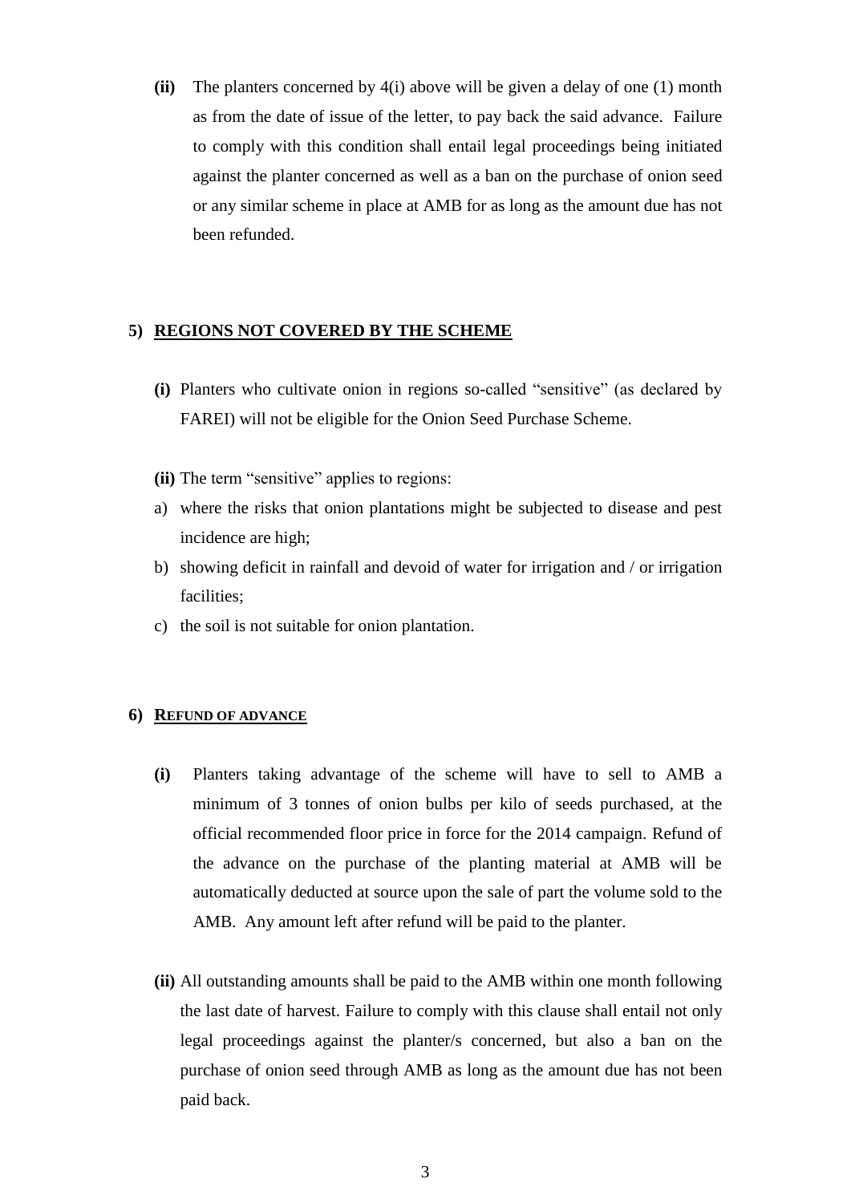**(ii)** The planters concerned by 4(i) above will be given a delay of one (1) month as from the date of issue of the letter, to pay back the said advance. Failure to comply with this condition shall entail legal proceedings being initiated against the planter concerned as well as a ban on the purchase of onion seed or any similar scheme in place at AMB for as long as the amount due has not been refunded.

## 5) REGIONS NOT COVERED BY THE SCHEME

**(i)** Planters who cultivate onion in regions so-called "sensitive" (as declared by FAREI) will not be eligible for the Onion Seed Purchase Scheme.

**(ii)** The term "sensitive" applies to regions:

a) where the risks that onion plantations might be subjected to disease and pest incidence are high;
b) showing deficit in rainfall and devoid of water for irrigation and / or irrigation facilities;
c) the soil is not suitable for onion plantation.

## 6) REFUND OF ADVANCE

**(i)** Planters taking advantage of the scheme will have to sell to AMB a minimum of 3 tonnes of onion bulbs per kilo of seeds purchased, at the official recommended floor price in force for the 2014 campaign. Refund of the advance on the purchase of the planting material at AMB will be automatically deducted at source upon the sale of part the volume sold to the AMB. Any amount left after refund will be paid to the planter.

**(ii)** All outstanding amounts shall be paid to the AMB within one month following the last date of harvest. Failure to comply with this clause shall entail not only legal proceedings against the planter/s concerned, but also a ban on the purchase of onion seed through AMB as long as the amount due has not been paid back.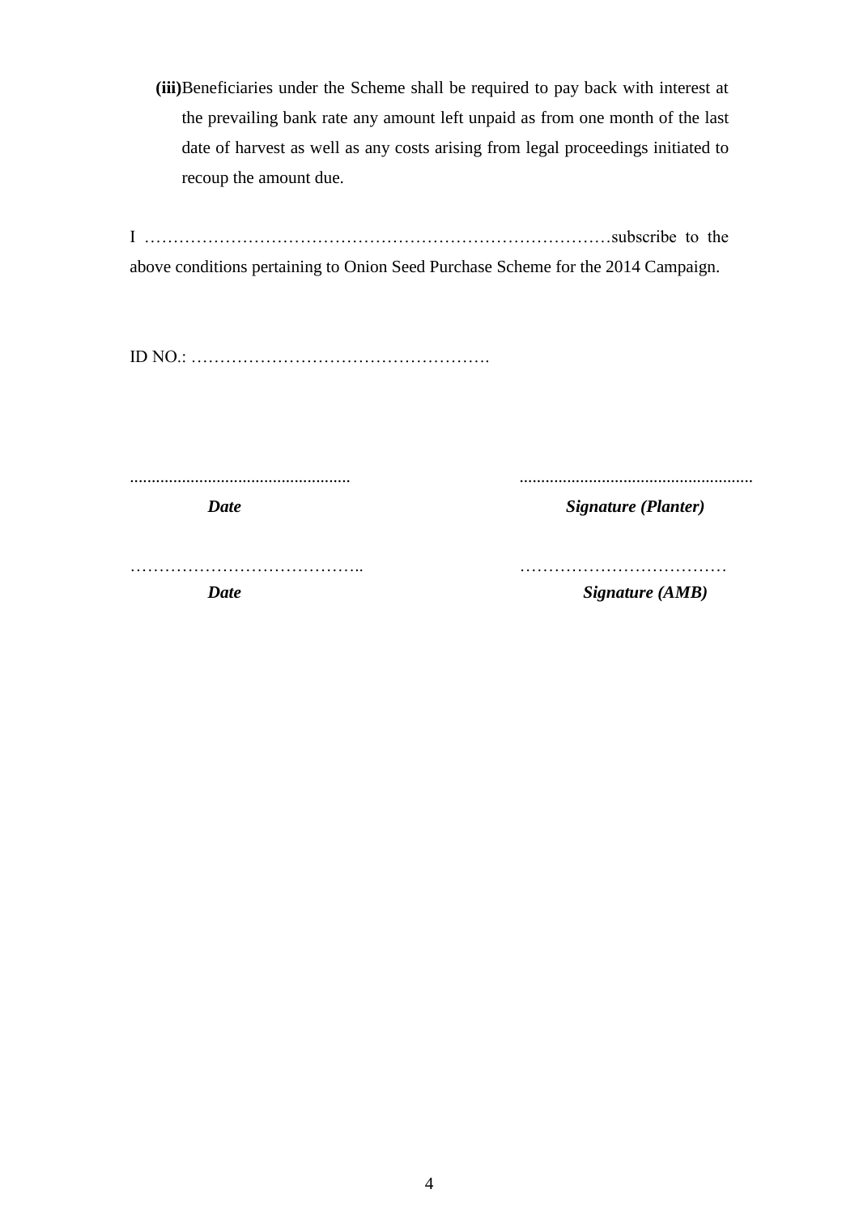**(iii)** Beneficiaries under the Scheme shall be required to pay back with interest at the prevailing bank rate any amount left unpaid as from one month of the last date of harvest as well as any costs arising from legal proceedings initiated to recoup the amount due.

I …………………………………………………………………………subscribe to the above conditions pertaining to Onion Seed Purchase Scheme for the 2014 Campaign.

ID NO.: …………………………………………….

| | |
|---|---|
| ................................................... | ..................................................... |
| ***Date*** | ***Signature (Planter)*** |
| ………………………………….. | ……………………………… |
| ***Date*** | ***Signature (AMB)*** |